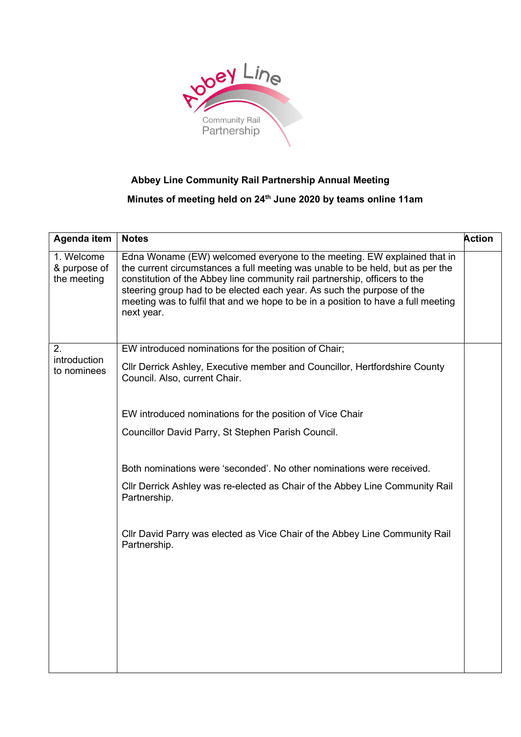# Abbey Line Community Rail Partnership Annual Meeting

## Minutes of meeting held on 24th June 2020 by teams online 11am

| Agenda item | Notes | Action |
| --- | --- | --- |
| 1. Welcome & purpose of the meeting | Edna Woname (EW) welcomed everyone to the meeting. EW explained that in the current circumstances a full meeting was unable to be held, but as per the constitution of the Abbey line community rail partnership, officers to the steering group had to be elected each year. As such the purpose of the meeting was to fulfil that and we hope to be in a position to have a full meeting next year. | |
| 2. introduction to nominees | EW introduced nominations for the position of Chair;<br><br>Cllr Derrick Ashley, Executive member and Councillor, Hertfordshire County Council. Also, current Chair.<br><br>EW introduced nominations for the position of Vice Chair<br><br>Councillor David Parry, St Stephen Parish Council.<br><br>Both nominations were 'seconded'. No other nominations were received.<br><br>Cllr Derrick Ashley was re-elected as Chair of the Abbey Line Community Rail Partnership.<br><br>Cllr David Parry was elected as Vice Chair of the Abbey Line Community Rail Partnership. | |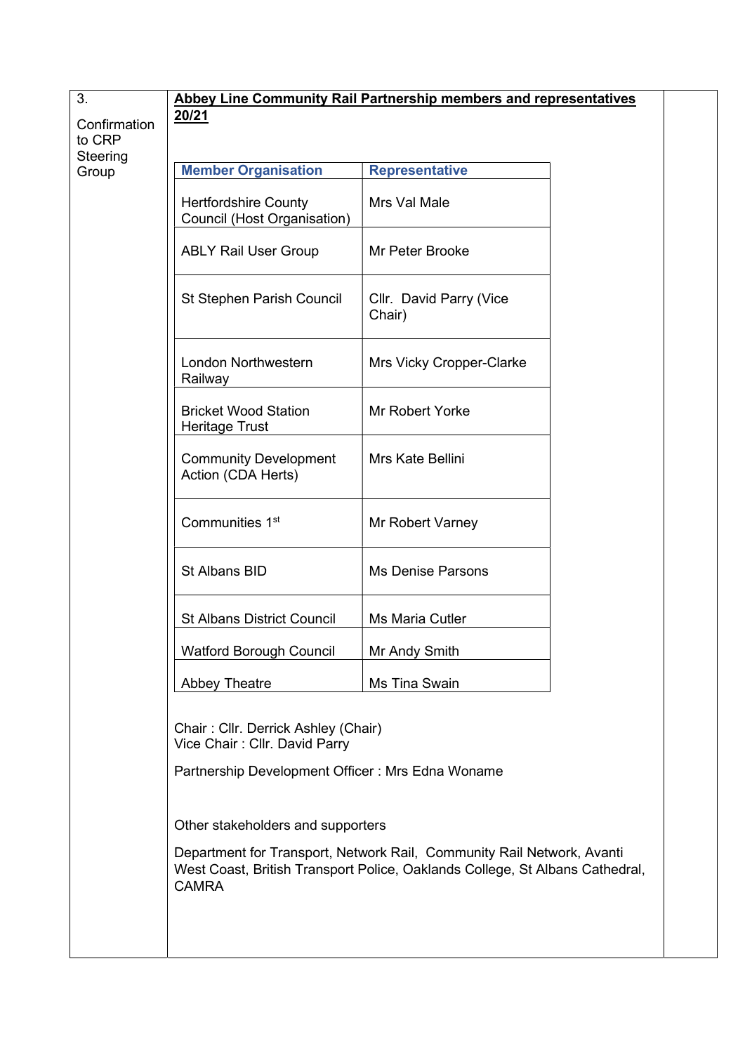3.

Confirmation to CRP Steering Group

**Abbey Line Community Rail Partnership members and representatives 20/21**

| Member Organisation | Representative |
|---|---|
| Hertfordshire County Council (Host Organisation) | Mrs Val Male |
| ABLY Rail User Group | Mr Peter Brooke |
| St Stephen Parish Council | Cllr. David Parry (Vice Chair) |
| London Northwestern Railway | Mrs Vicky Cropper-Clarke |
| Bricket Wood Station Heritage Trust | Mr Robert Yorke |
| Community Development Action (CDA Herts) | Mrs Kate Bellini |
| Communities 1st | Mr Robert Varney |
| St Albans BID | Ms Denise Parsons |
| St Albans District Council | Ms Maria Cutler |
| Watford Borough Council | Mr Andy Smith |
| Abbey Theatre | Ms Tina Swain |

Chair : Cllr. Derrick Ashley (Chair)
Vice Chair : Cllr. David Parry

Partnership Development Officer : Mrs Edna Woname

Other stakeholders and supporters

Department for Transport, Network Rail, Community Rail Network, Avanti West Coast, British Transport Police, Oaklands College, St Albans Cathedral, CAMRA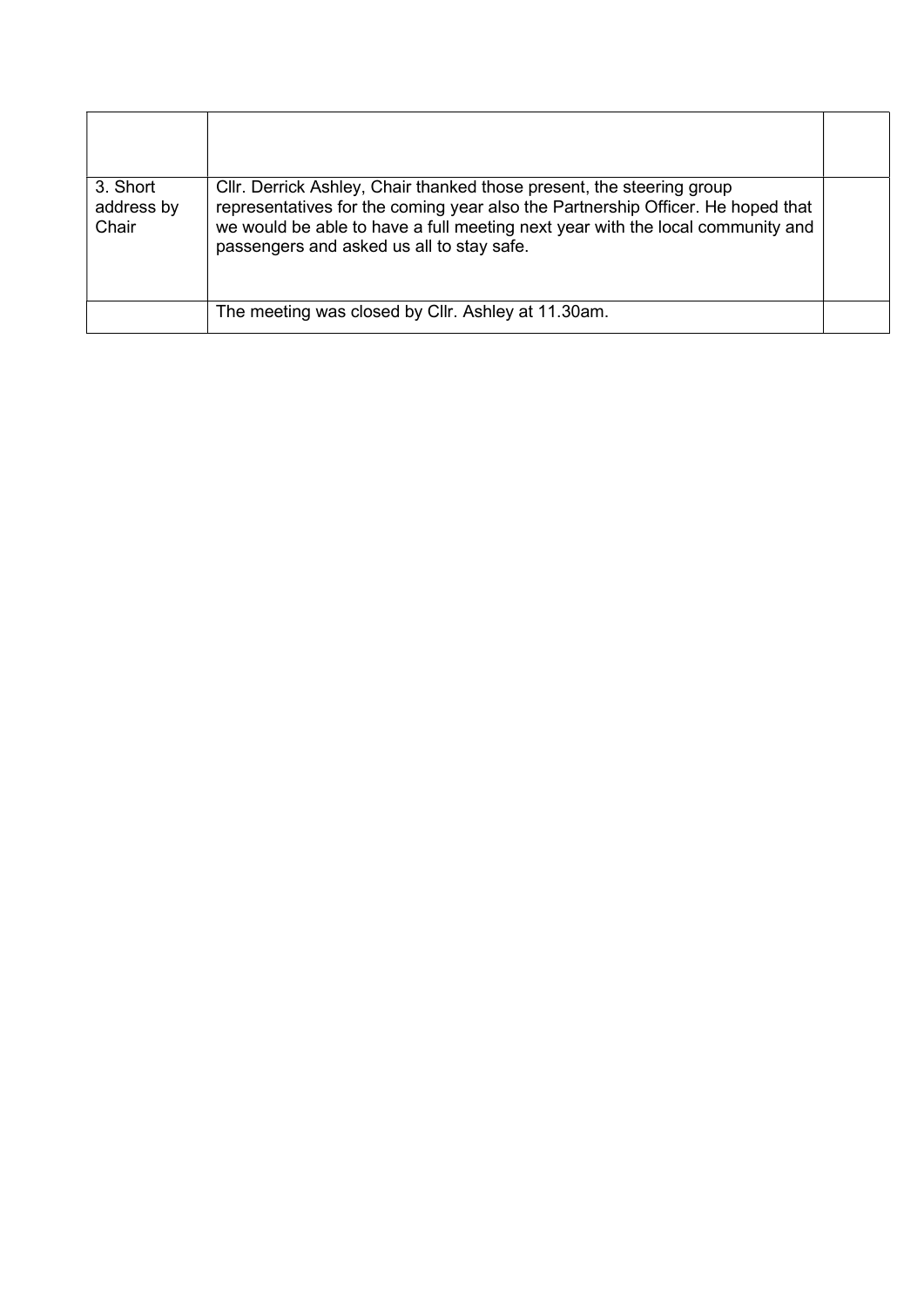| | | |
|---|---|---|
| | | |
| 3. Short address by Chair | Cllr. Derrick Ashley, Chair thanked those present, the steering group representatives for the coming year also the Partnership Officer. He hoped that we would be able to have a full meeting next year with the local community and passengers and asked us all to stay safe. | |
| | The meeting was closed by Cllr. Ashley at 11.30am. | |